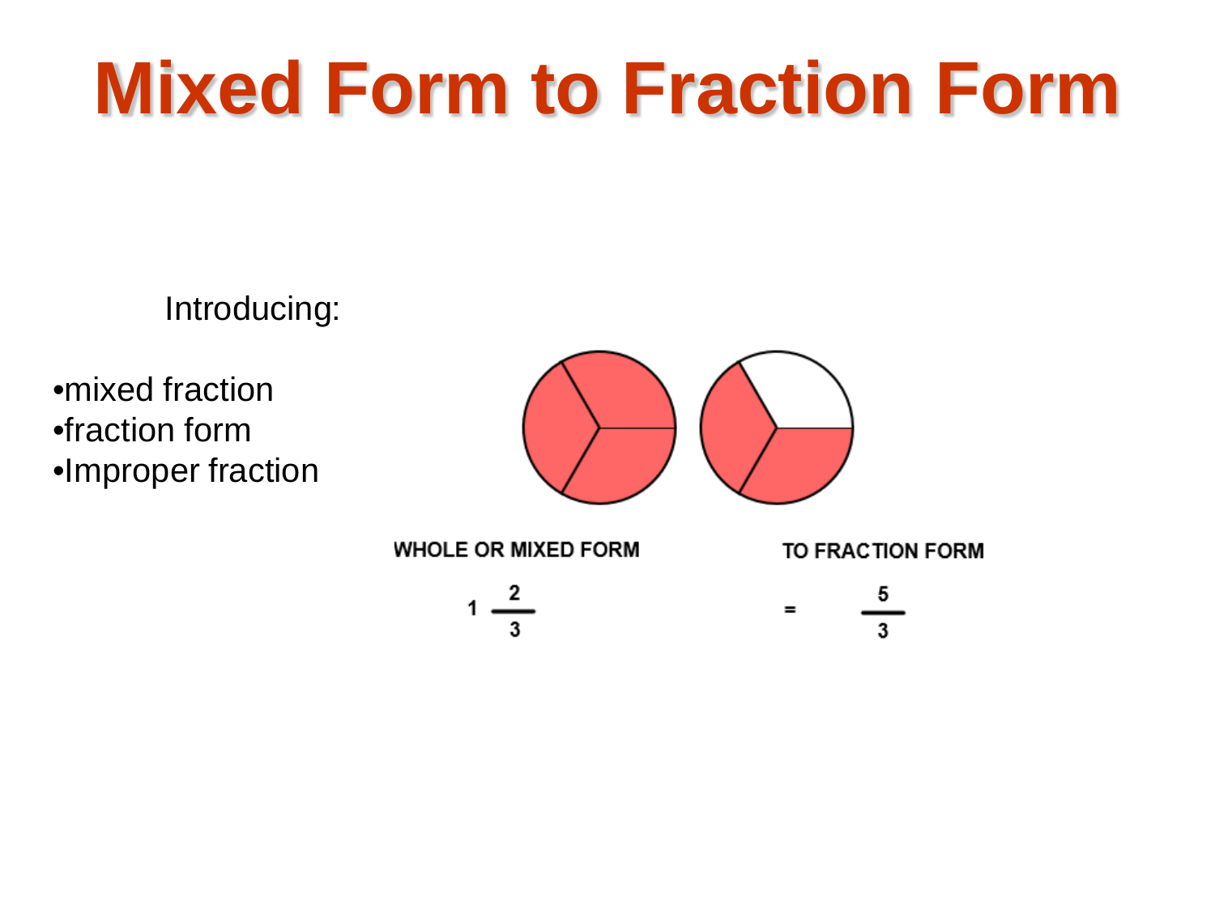# Mixed Form to Fraction Form

Introducing:

- mixed fraction
- fraction form
- Improper fraction

WHOLE OR MIXED FORM

$1\frac{2}{3}$

TO FRACTION FORM

$= \frac{5}{3}$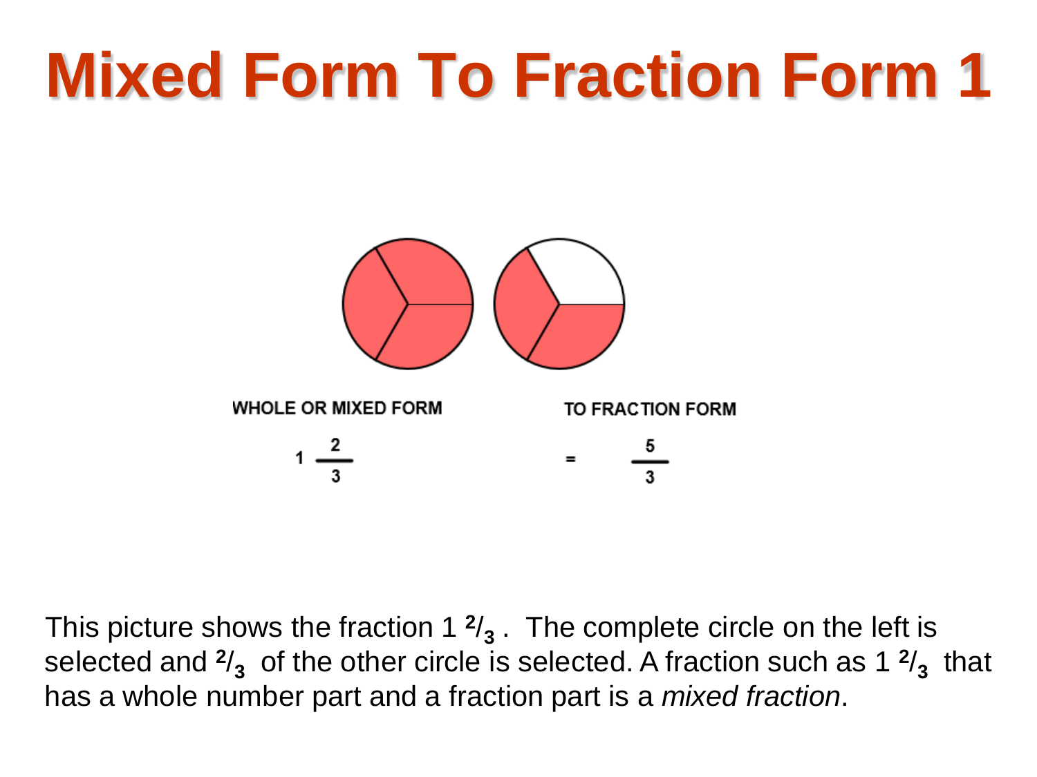# Mixed Form To Fraction Form 1

WHOLE OR MIXED FORM

$$1\frac{2}{3}$$

TO FRACTION FORM

$$= \frac{5}{3}$$

This picture shows the fraction $1\ ^2/_3$ . The complete circle on the left is selected and $^2/_3$ of the other circle is selected. A fraction such as $1\ ^2/_3$ that has a whole number part and a fraction part is a *mixed fraction*.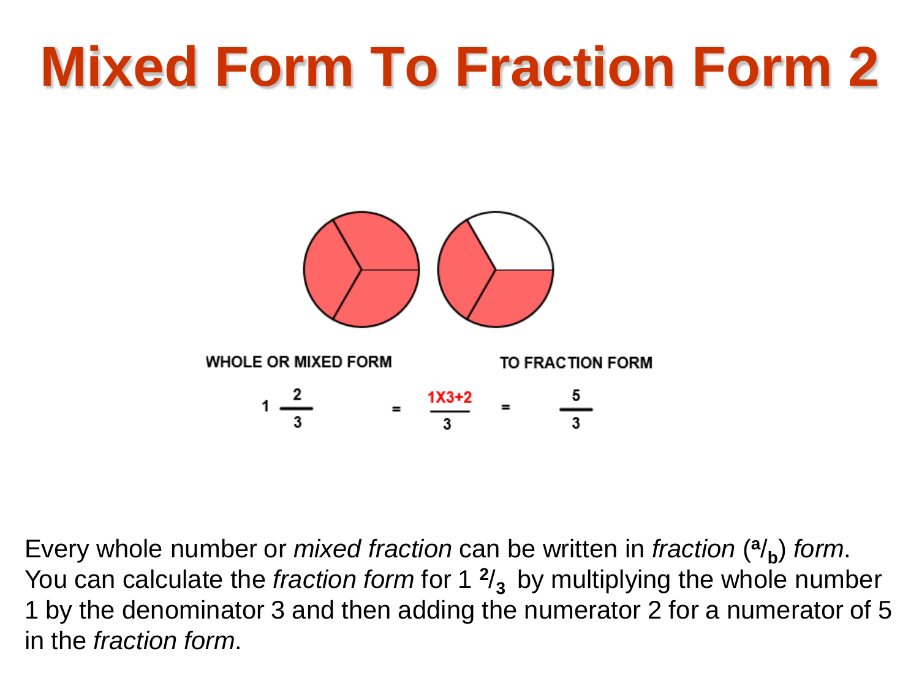# Mixed Form To Fraction Form 2

WHOLE OR MIXED FORM TO FRACTION FORM

$$1\frac{2}{3} = \frac{1 \times 3 + 2}{3} = \frac{5}{3}$$

Every whole number or *mixed fraction* can be written in *fraction* ($^a/_b$) *form*. You can calculate the *fraction form* for 1 $^2/_3$ by multiplying the whole number 1 by the denominator 3 and then adding the numerator 2 for a numerator of 5 in the *fraction form*.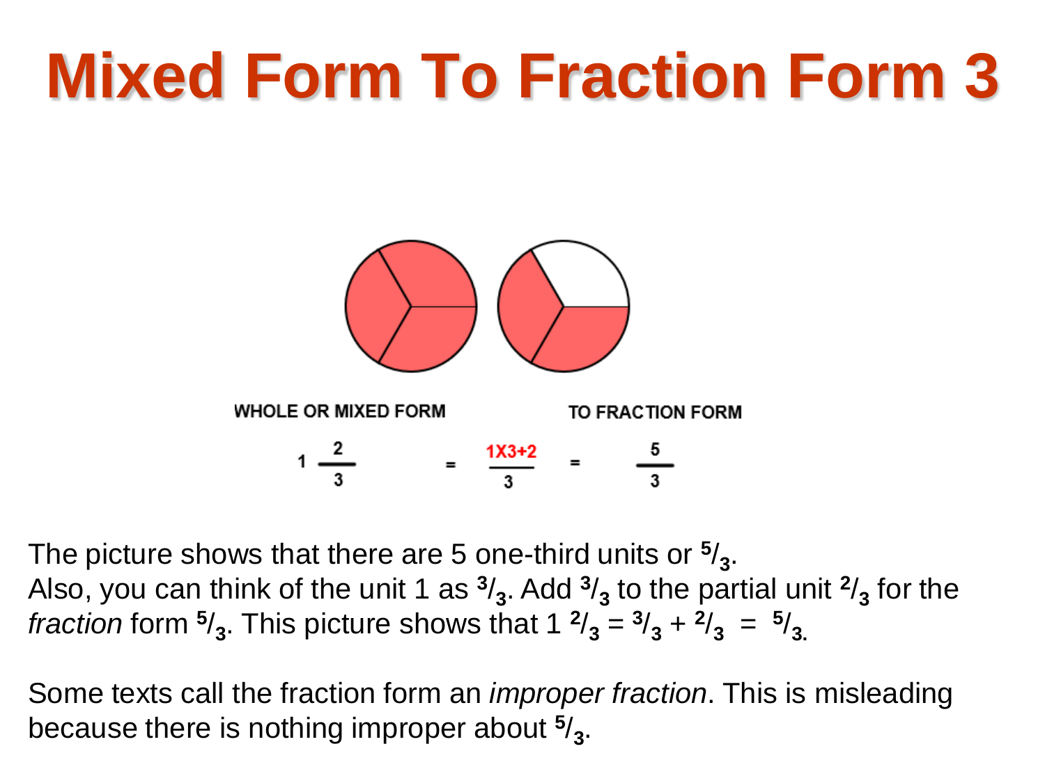# Mixed Form To Fraction Form 3

WHOLE OR MIXED FORM                TO FRACTION FORM

$$1\frac{2}{3} = \frac{1 \times 3 + 2}{3} = \frac{5}{3}$$

The picture shows that there are 5 one-third units or $^5/_3$.
Also, you can think of the unit 1 as $^3/_3$. Add $^3/_3$ to the partial unit $^2/_3$ for the *fraction* form $^5/_3$. This picture shows that $1\,^2/_3 = {}^3/_3 + {}^2/_3 = {}^5/_3$.

Some texts call the fraction form an *improper fraction*. This is misleading because there is nothing improper about $^5/_3$.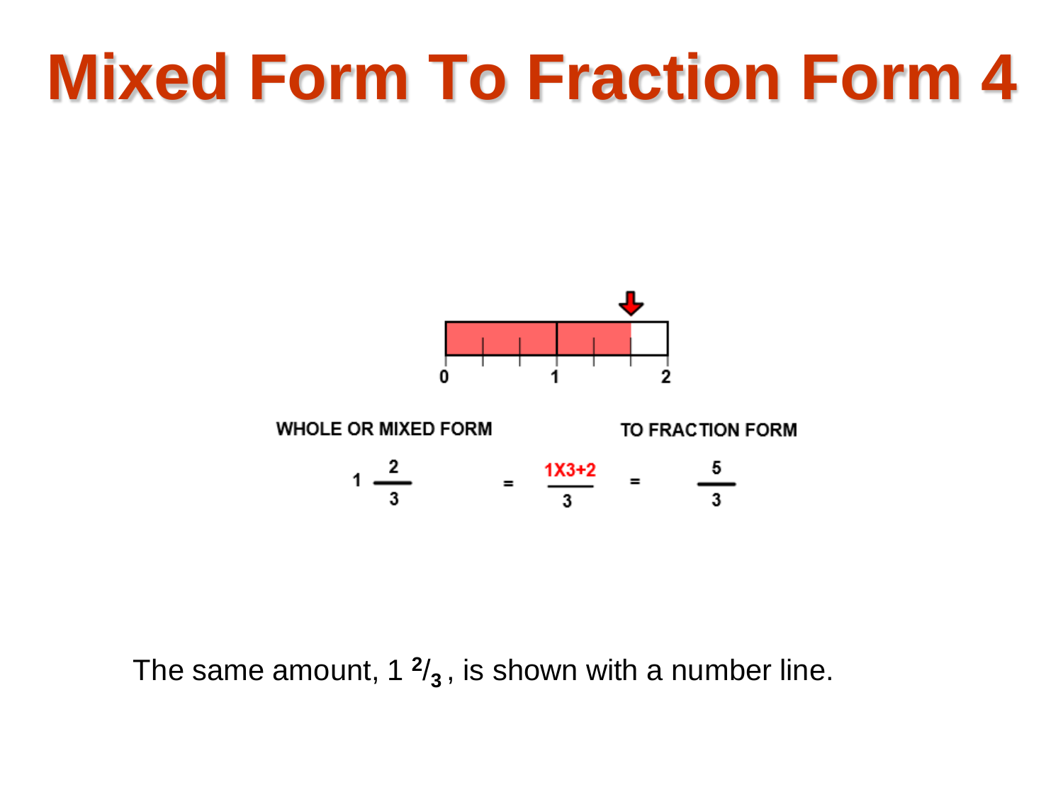# Mixed Form To Fraction Form 4

0 1 2

WHOLE OR MIXED FORM TO FRACTION FORM

$$1\frac{2}{3} = \frac{1 \times 3 + 2}{3} = \frac{5}{3}$$

The same amount, $1\ ^{2}/_{3}$, is shown with a number line.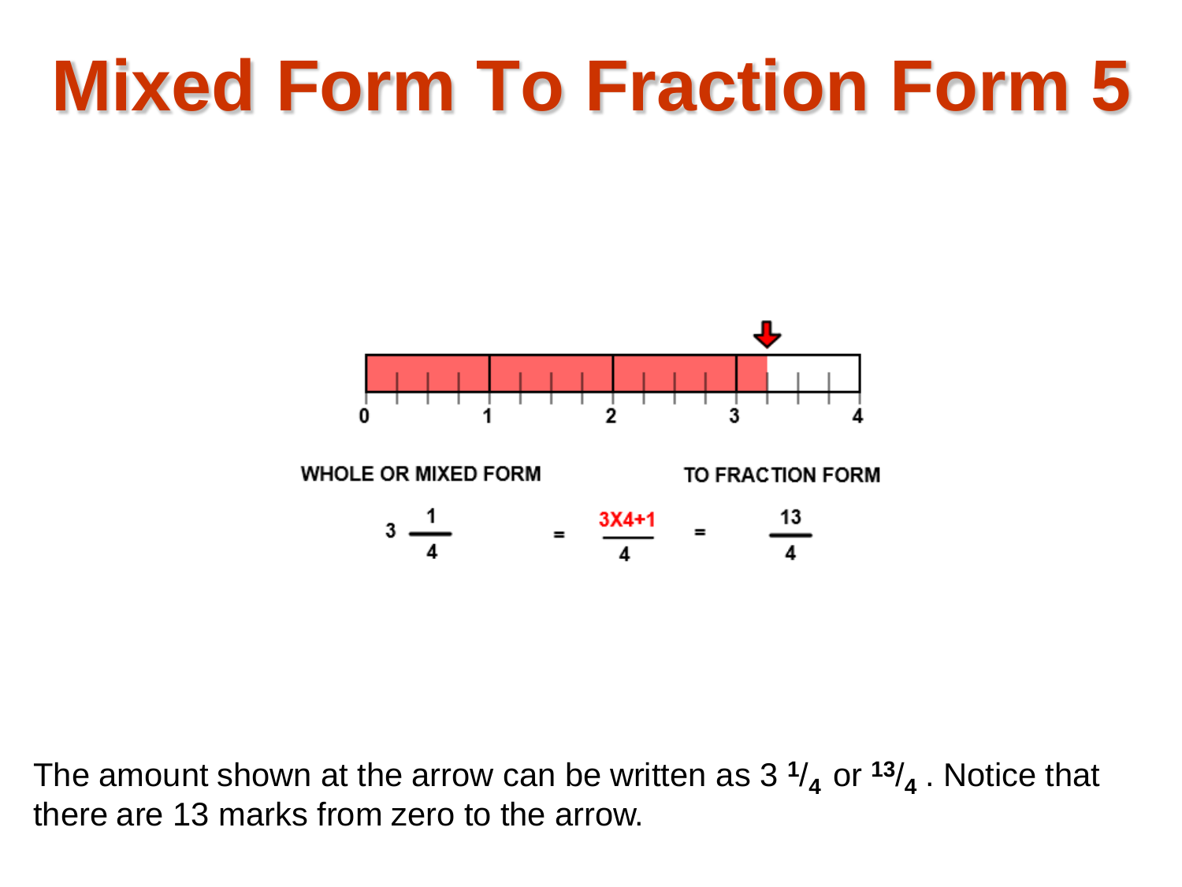# Mixed Form To Fraction Form 5

WHOLE OR MIXED FORM

TO FRACTION FORM

$$3\frac{1}{4} = \frac{3 \times 4 + 1}{4} = \frac{13}{4}$$

The amount shown at the arrow can be written as $3\ ^1/_4$ or $^{13}/_4$ . Notice that there are 13 marks from zero to the arrow.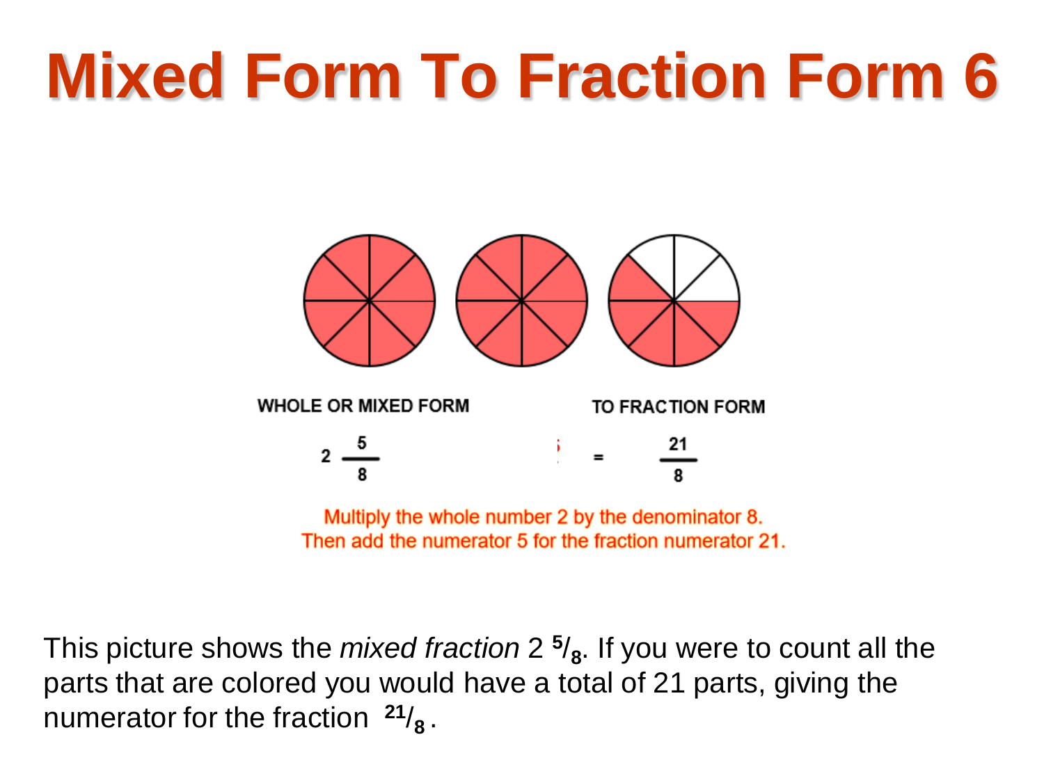# Mixed Form To Fraction Form 6

WHOLE OR MIXED FORM

$$2\frac{5}{8}$$

TO FRACTION FORM

$$= \frac{21}{8}$$

Multiply the whole number 2 by the denominator 8.
Then add the numerator 5 for the fraction numerator 21.

This picture shows the *mixed fraction* $2\ ^{5}/_{8}$. If you were to count all the parts that are colored you would have a total of 21 parts, giving the numerator for the fraction $^{21}/_{8}$.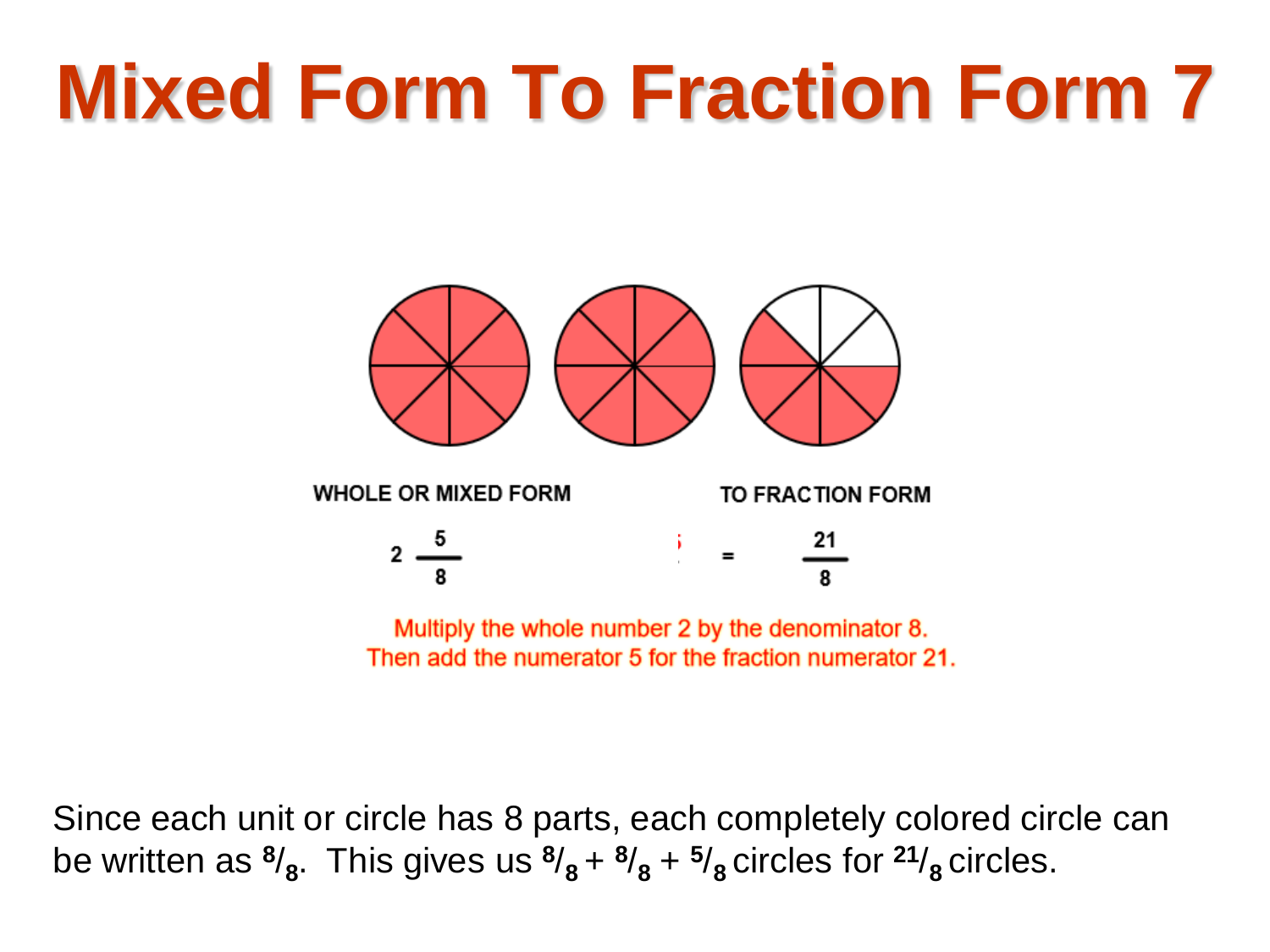# Mixed Form To Fraction Form 7

WHOLE OR MIXED FORM

$$2\frac{5}{8}$$

TO FRACTION FORM

$$= \frac{21}{8}$$

Multiply the whole number 2 by the denominator 8.
Then add the numerator 5 for the fraction numerator 21.

Since each unit or circle has 8 parts, each completely colored circle can be written as $^{8}/_{8}$. This gives us $^{8}/_{8} + {}^{8}/_{8} + {}^{5}/_{8}$ circles for $^{21}/_{8}$ circles.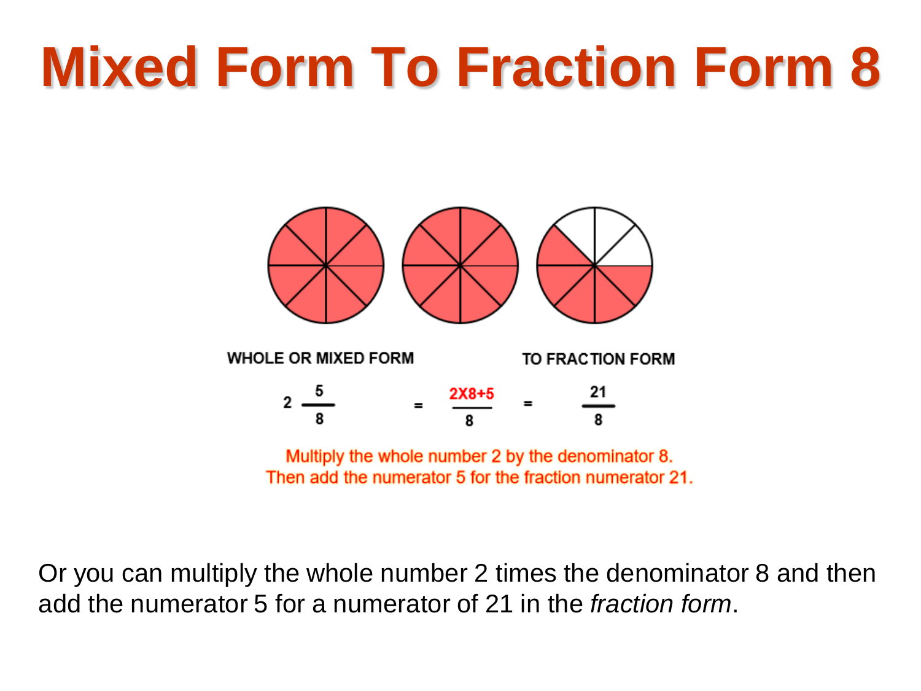# Mixed Form To Fraction Form 8

WHOLE OR MIXED FORM TO FRACTION FORM

$$2\frac{5}{8} = \frac{2 \times 8 + 5}{8} = \frac{21}{8}$$

Multiply the whole number 2 by the denominator 8.
Then add the numerator 5 for the fraction numerator 21.

Or you can multiply the whole number 2 times the denominator 8 and then add the numerator 5 for a numerator of 21 in the *fraction form*.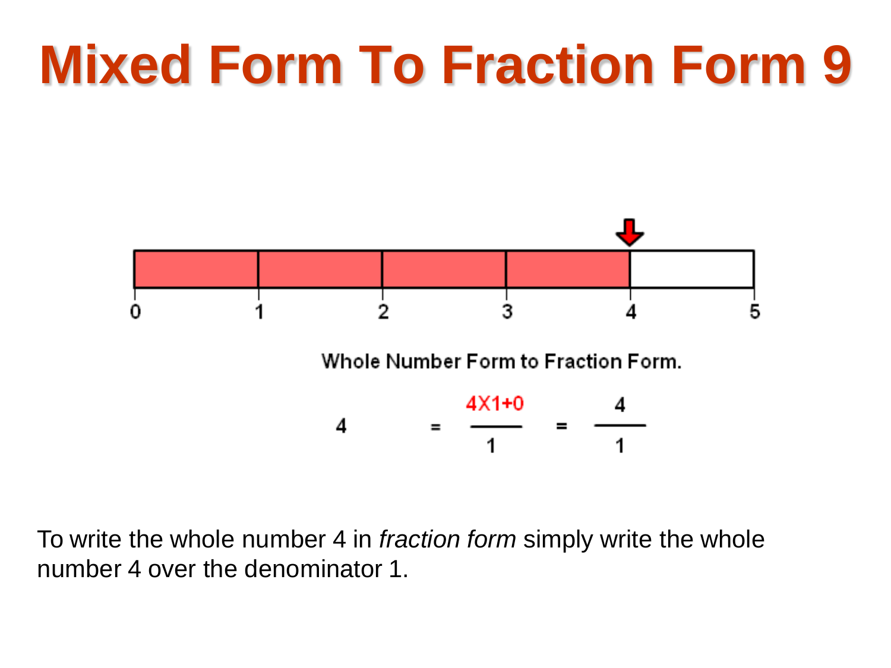# Mixed Form To Fraction Form 9

0 1 2 3 4 5

Whole Number Form to Fraction Form.

$$4 = \frac{4 \times 1 + 0}{1} = \frac{4}{1}$$

To write the whole number 4 in *fraction form* simply write the whole number 4 over the denominator 1.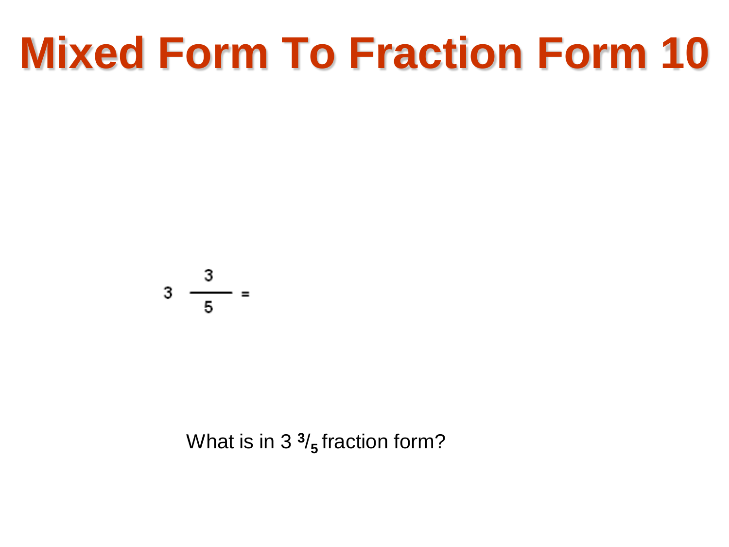# Mixed Form To Fraction Form 10

$$3 \frac{3}{5} =$$

What is in $3\ ^{3}/_{5}$ fraction form?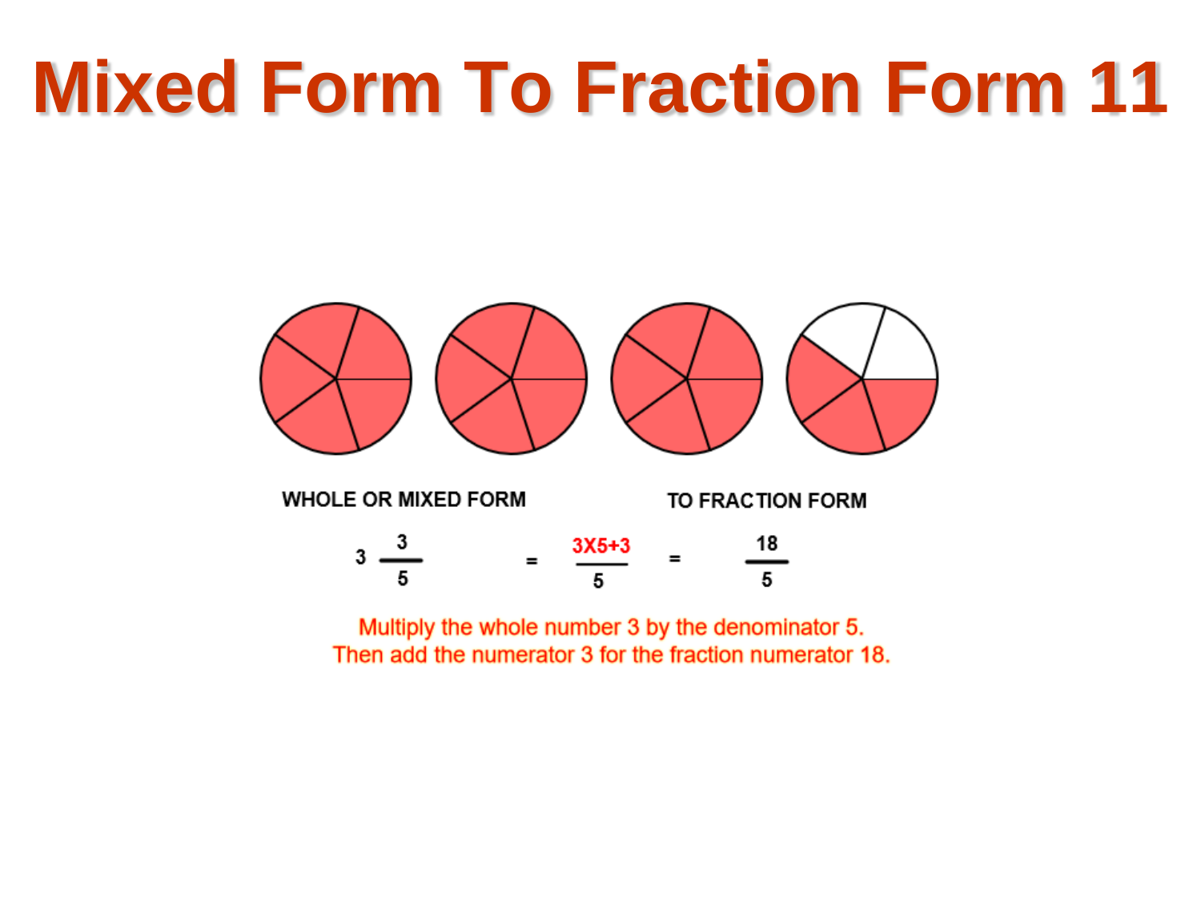# Mixed Form To Fraction Form 11

WHOLE OR MIXED FORM

TO FRACTION FORM

$$3\frac{3}{5} = \frac{3 \times 5 + 3}{5} = \frac{18}{5}$$

Multiply the whole number 3 by the denominator 5.
Then add the numerator 3 for the fraction numerator 18.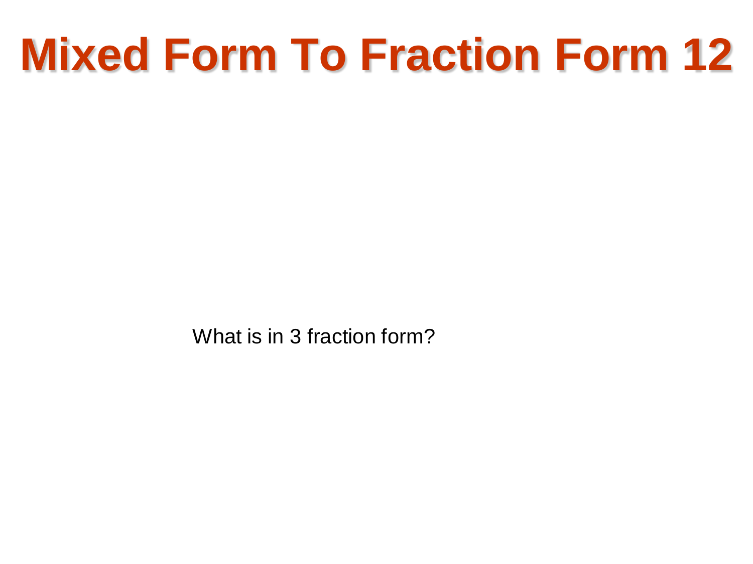# Mixed Form To Fraction Form 12

What is in 3 fraction form?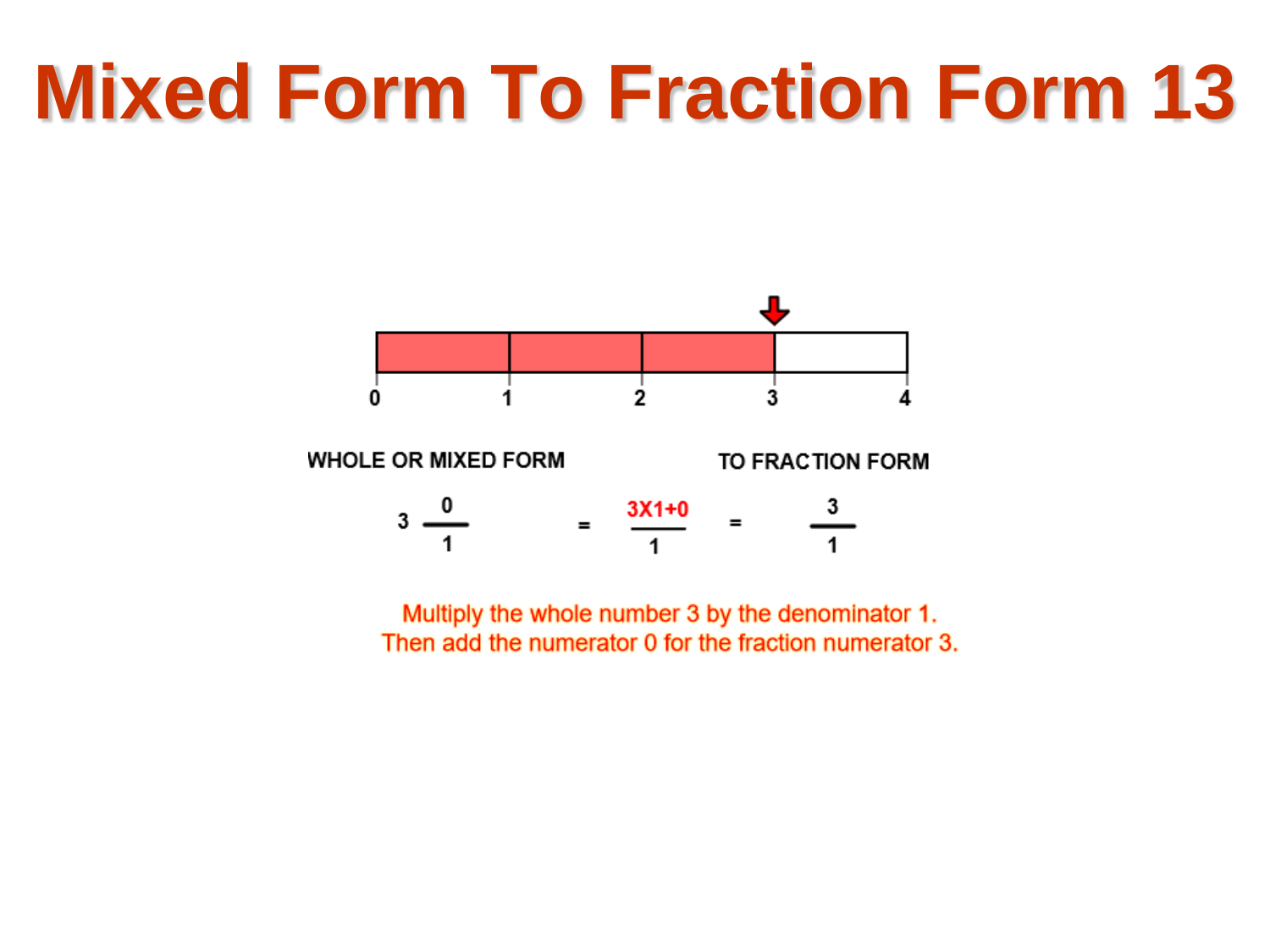# Mixed Form To Fraction Form 13

0 1 2 3 4

WHOLE OR MIXED FORM

TO FRACTION FORM

$$3\frac{0}{1} = \frac{3X1+0}{1} = \frac{3}{1}$$

Multiply the whole number 3 by the denominator 1.
Then add the numerator 0 for the fraction numerator 3.